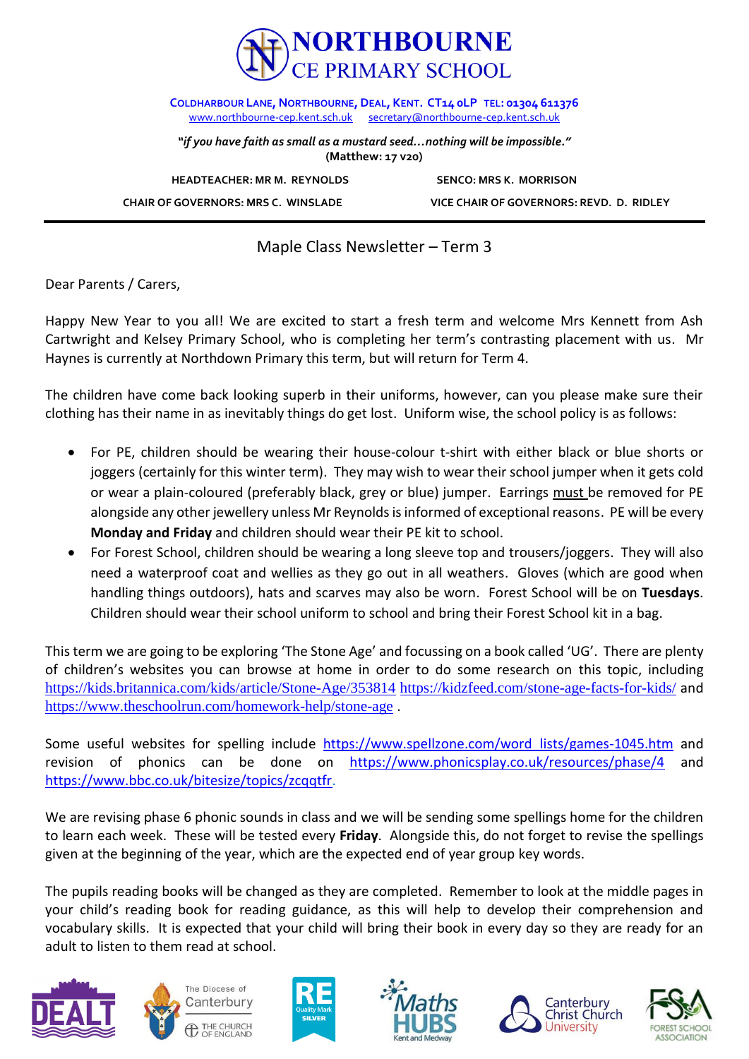# NORTHBOURNE CE PRIMARY SCHOOL

**COLDHARBOUR LANE, NORTHBOURNE, DEAL, KENT. CT14 0LP TEL: 01304 611376**
www.northbourne-cep.kent.sch.uk secretary@northbourne-cep.kent.sch.uk

***"if you have faith as small as a mustard seed…nothing will be impossible."***
**(Matthew: 17 v20)**

**HEADTEACHER: MR M. REYNOLDS** **SENCO: MRS K. MORRISON**

**CHAIR OF GOVERNORS: MRS C. WINSLADE** **VICE CHAIR OF GOVERNORS: REVD. D. RIDLEY**

---

## Maple Class Newsletter – Term 3

Dear Parents / Carers,

Happy New Year to you all! We are excited to start a fresh term and welcome Mrs Kennett from Ash Cartwright and Kelsey Primary School, who is completing her term's contrasting placement with us. Mr Haynes is currently at Northdown Primary this term, but will return for Term 4.

The children have come back looking superb in their uniforms, however, can you please make sure their clothing has their name in as inevitably things do get lost. Uniform wise, the school policy is as follows:

- For PE, children should be wearing their house-colour t-shirt with either black or blue shorts or joggers (certainly for this winter term). They may wish to wear their school jumper when it gets cold or wear a plain-coloured (preferably black, grey or blue) jumper. Earrings must be removed for PE alongside any other jewellery unless Mr Reynolds is informed of exceptional reasons. PE will be every **Monday and Friday** and children should wear their PE kit to school.
- For Forest School, children should be wearing a long sleeve top and trousers/joggers. They will also need a waterproof coat and wellies as they go out in all weathers. Gloves (which are good when handling things outdoors), hats and scarves may also be worn. Forest School will be on **Tuesdays**. Children should wear their school uniform to school and bring their Forest School kit in a bag.

This term we are going to be exploring 'The Stone Age' and focussing on a book called 'UG'. There are plenty of children's websites you can browse at home in order to do some research on this topic, including https://kids.britannica.com/kids/article/Stone-Age/353814 https://kidzfeed.com/stone-age-facts-for-kids/ and https://www.theschoolrun.com/homework-help/stone-age .

Some useful websites for spelling include https://www.spellzone.com/word_lists/games-1045.htm and revision of phonics can be done on https://www.phonicsplay.co.uk/resources/phase/4 and https://www.bbc.co.uk/bitesize/topics/zcqqtfr.

We are revising phase 6 phonic sounds in class and we will be sending some spellings home for the children to learn each week. These will be tested every **Friday**. Alongside this, do not forget to revise the spellings given at the beginning of the year, which are the expected end of year group key words.

The pupils reading books will be changed as they are completed. Remember to look at the middle pages in your child's reading book for reading guidance, as this will help to develop their comprehension and vocabulary skills. It is expected that your child will bring their book in every day so they are ready for an adult to listen to them read at school.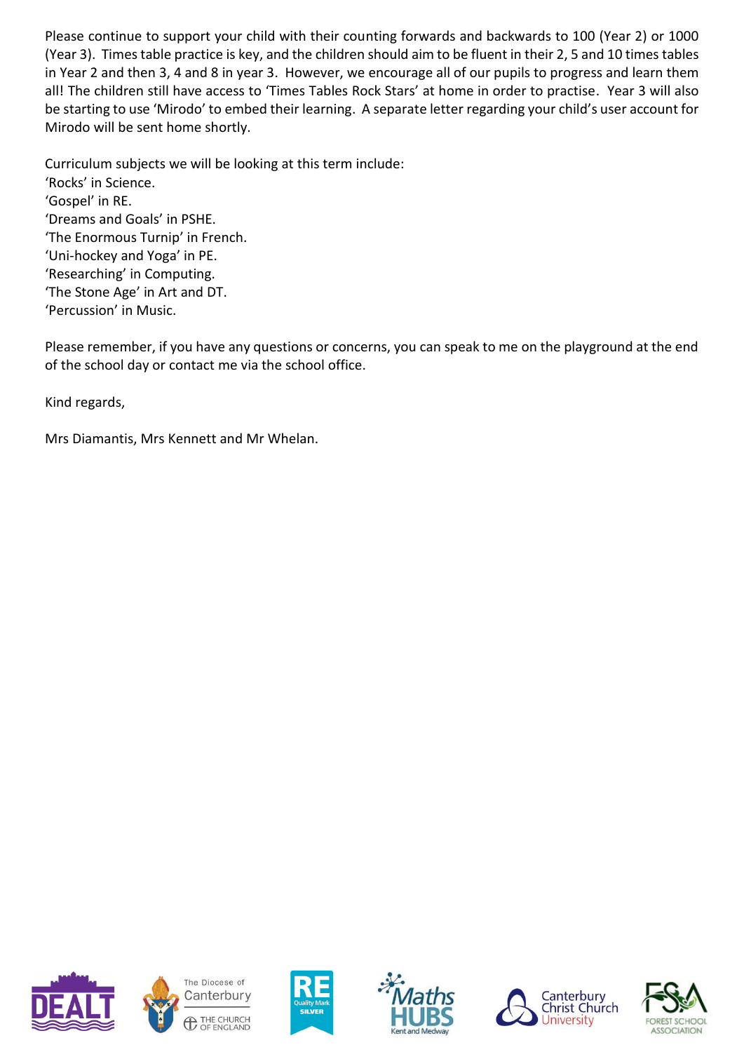Please continue to support your child with their counting forwards and backwards to 100 (Year 2) or 1000 (Year 3). Times table practice is key, and the children should aim to be fluent in their 2, 5 and 10 times tables in Year 2 and then 3, 4 and 8 in year 3. However, we encourage all of our pupils to progress and learn them all! The children still have access to 'Times Tables Rock Stars' at home in order to practise. Year 3 will also be starting to use 'Mirodo' to embed their learning. A separate letter regarding your child's user account for Mirodo will be sent home shortly.

Curriculum subjects we will be looking at this term include:
'Rocks' in Science.
'Gospel' in RE.
'Dreams and Goals' in PSHE.
'The Enormous Turnip' in French.
'Uni-hockey and Yoga' in PE.
'Researching' in Computing.
'The Stone Age' in Art and DT.
'Percussion' in Music.

Please remember, if you have any questions or concerns, you can speak to me on the playground at the end of the school day or contact me via the school office.

Kind regards,

Mrs Diamantis, Mrs Kennett and Mr Whelan.